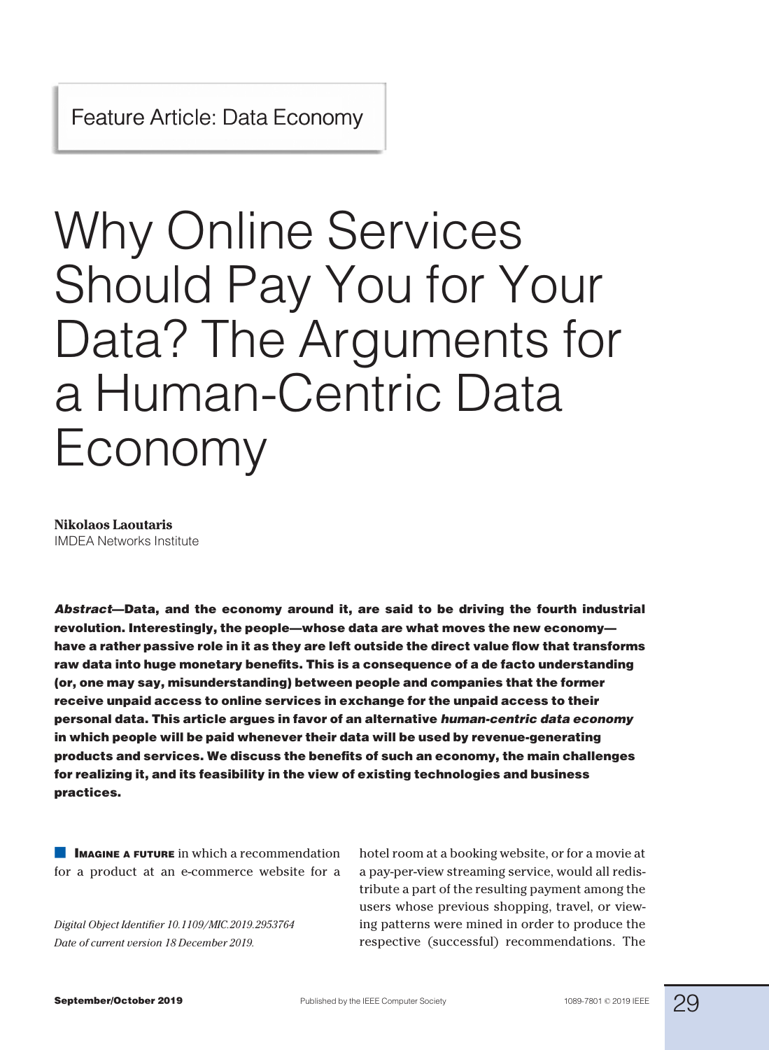Feature Article: Data Economy

# Why Online Services Should Pay You for Your Data? The Arguments for a Human-Centric Data Economy

**Nikolaos Laoutaris**
IMDEA Networks Institute

***Abstract*—Data, and the economy around it, are said to be driving the fourth industrial revolution. Interestingly, the people—whose data are what moves the new economy—have a rather passive role in it as they are left outside the direct value flow that transforms raw data into huge monetary benefits. This is a consequence of a de facto understanding (or, one may say, misunderstanding) between people and companies that the former receive unpaid access to online services in exchange for the unpaid access to their personal data. This article argues in favor of an alternative *human-centric data economy* in which people will be paid whenever their data will be used by revenue-generating products and services. We discuss the benefits of such an economy, the main challenges for realizing it, and its feasibility in the view of existing technologies and business practices.**

**IMAGINE A FUTURE** in which a recommendation for a product at an e-commerce website for a hotel room at a booking website, or for a movie at a pay-per-view streaming service, would all redistribute a part of the resulting payment among the users whose previous shopping, travel, or viewing patterns were mined in order to produce the respective (successful) recommendations. The

*Digital Object Identifier 10.1109/MIC.2019.2953764*
*Date of current version 18 December 2019.*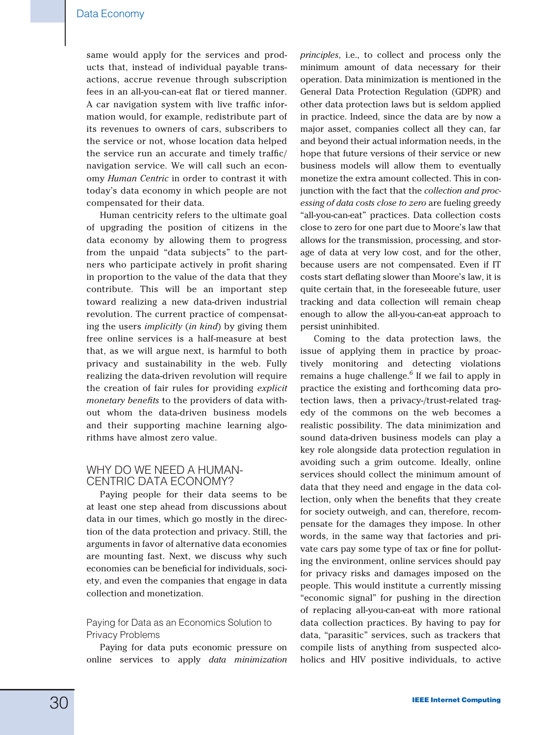same would apply for the services and products that, instead of individual payable transactions, accrue revenue through subscription fees in an all-you-can-eat flat or tiered manner. A car navigation system with live traffic information would, for example, redistribute part of its revenues to owners of cars, subscribers to the service or not, whose location data helped the service run an accurate and timely traffic/navigation service. We will call such an economy *Human Centric* in order to contrast it with today's data economy in which people are not compensated for their data.

Human centricity refers to the ultimate goal of upgrading the position of citizens in the data economy by allowing them to progress from the unpaid "data subjects" to the partners who participate actively in profit sharing in proportion to the value of the data that they contribute. This will be an important step toward realizing a new data-driven industrial revolution. The current practice of compensating the users *implicitly* (*in kind*) by giving them free online services is a half-measure at best that, as we will argue next, is harmful to both privacy and sustainability in the web. Fully realizing the data-driven revolution will require the creation of fair rules for providing *explicit monetary benefits* to the providers of data without whom the data-driven business models and their supporting machine learning algorithms have almost zero value.

## WHY DO WE NEED A HUMAN-CENTRIC DATA ECONOMY?

Paying people for their data seems to be at least one step ahead from discussions about data in our times, which go mostly in the direction of the data protection and privacy. Still, the arguments in favor of alternative data economies are mounting fast. Next, we discuss why such economies can be beneficial for individuals, society, and even the companies that engage in data collection and monetization.

### Paying for Data as an Economics Solution to Privacy Problems

Paying for data puts economic pressure on online services to apply *data minimization principles*, i.e., to collect and process only the minimum amount of data necessary for their operation. Data minimization is mentioned in the General Data Protection Regulation (GDPR) and other data protection laws but is seldom applied in practice. Indeed, since the data are by now a major asset, companies collect all they can, far and beyond their actual information needs, in the hope that future versions of their service or new business models will allow them to eventually monetize the extra amount collected. This in conjunction with the fact that the *collection and processing of data costs close to zero* are fueling greedy "all-you-can-eat" practices. Data collection costs close to zero for one part due to Moore's law that allows for the transmission, processing, and storage of data at very low cost, and for the other, because users are not compensated. Even if IT costs start deflating slower than Moore's law, it is quite certain that, in the foreseeable future, user tracking and data collection will remain cheap enough to allow the all-you-can-eat approach to persist uninhibited.

Coming to the data protection laws, the issue of applying them in practice by proactively monitoring and detecting violations remains a huge challenge.[6] If we fail to apply in practice the existing and forthcoming data protection laws, then a privacy-/trust-related tragedy of the commons on the web becomes a realistic possibility. The data minimization and sound data-driven business models can play a key role alongside data protection regulation in avoiding such a grim outcome. Ideally, online services should collect the minimum amount of data that they need and engage in the data collection, only when the benefits that they create for society outweigh, and can, therefore, recompense for the damages they impose. In other words, in the same way that factories and private cars pay some type of tax or fine for polluting the environment, online services should pay for privacy risks and damages imposed on the people. This would institute a currently missing "economic signal" for pushing in the direction of replacing all-you-can-eat with more rational data collection practices. By having to pay for data, "parasitic" services, such as trackers that compile lists of anything from suspected alcoholics and HIV positive individuals, to active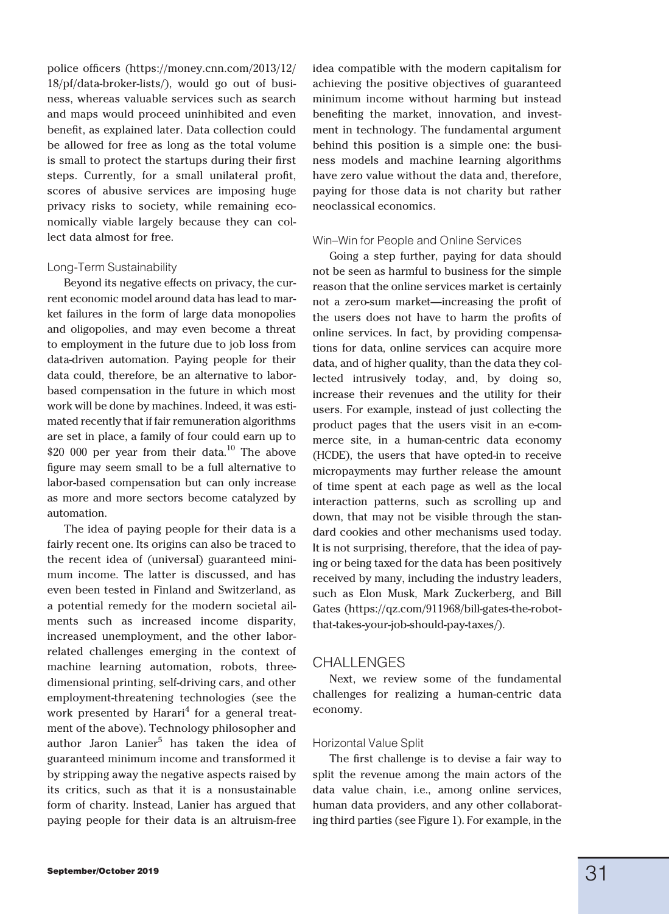police officers (https://money.cnn.com/2013/12/18/pf/data-broker-lists/), would go out of business, whereas valuable services such as search and maps would proceed uninhibited and even benefit, as explained later. Data collection could be allowed for free as long as the total volume is small to protect the startups during their first steps. Currently, for a small unilateral profit, scores of abusive services are imposing huge privacy risks to society, while remaining economically viable largely because they can collect data almost for free.

### Long-Term Sustainability

Beyond its negative effects on privacy, the current economic model around data has lead to market failures in the form of large data monopolies and oligopolies, and may even become a threat to employment in the future due to job loss from data-driven automation. Paying people for their data could, therefore, be an alternative to labor-based compensation in the future in which most work will be done by machines. Indeed, it was estimated recently that if fair remuneration algorithms are set in place, a family of four could earn up to \$20 000 per year from their data.[10] The above figure may seem small to be a full alternative to labor-based compensation but can only increase as more and more sectors become catalyzed by automation.

The idea of paying people for their data is a fairly recent one. Its origins can also be traced to the recent idea of (universal) guaranteed minimum income. The latter is discussed, and has even been tested in Finland and Switzerland, as a potential remedy for the modern societal ailments such as increased income disparity, increased unemployment, and the other labor-related challenges emerging in the context of machine learning automation, robots, three-dimensional printing, self-driving cars, and other employment-threatening technologies (see the work presented by Harari[4] for a general treatment of the above). Technology philosopher and author Jaron Lanier[5] has taken the idea of guaranteed minimum income and transformed it by stripping away the negative aspects raised by its critics, such as that it is a nonsustainable form of charity. Instead, Lanier has argued that paying people for their data is an altruism-free idea compatible with the modern capitalism for achieving the positive objectives of guaranteed minimum income without harming but instead benefiting the market, innovation, and investment in technology. The fundamental argument behind this position is a simple one: the business models and machine learning algorithms have zero value without the data and, therefore, paying for those data is not charity but rather neoclassical economics.

### Win–Win for People and Online Services

Going a step further, paying for data should not be seen as harmful to business for the simple reason that the online services market is certainly not a zero-sum market—increasing the profit of the users does not have to harm the profits of online services. In fact, by providing compensations for data, online services can acquire more data, and of higher quality, than the data they collected intrusively today, and, by doing so, increase their revenues and the utility for their users. For example, instead of just collecting the product pages that the users visit in an e-commerce site, in a human-centric data economy (HCDE), the users that have opted-in to receive micropayments may further release the amount of time spent at each page as well as the local interaction patterns, such as scrolling up and down, that may not be visible through the standard cookies and other mechanisms used today. It is not surprising, therefore, that the idea of paying or being taxed for the data has been positively received by many, including the industry leaders, such as Elon Musk, Mark Zuckerberg, and Bill Gates (https://qz.com/911968/bill-gates-the-robot-that-takes-your-job-should-pay-taxes/).

## CHALLENGES

Next, we review some of the fundamental challenges for realizing a human-centric data economy.

### Horizontal Value Split

The first challenge is to devise a fair way to split the revenue among the main actors of the data value chain, i.e., among online services, human data providers, and any other collaborating third parties (see Figure 1). For example, in the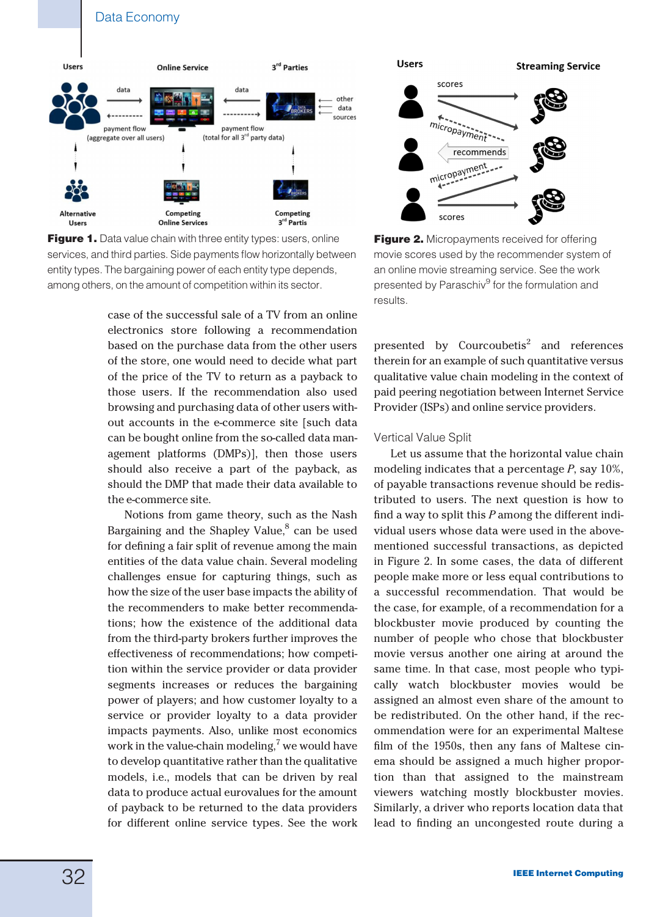**Figure 1.** Data value chain with three entity types: users, online services, and third parties. Side payments flow horizontally between entity types. The bargaining power of each entity type depends, among others, on the amount of competition within its sector.

**Figure 2.** Micropayments received for offering movie scores used by the recommender system of an online movie streaming service. See the work presented by Paraschiv[9] for the formulation and results.

case of the successful sale of a TV from an online electronics store following a recommendation based on the purchase data from the other users of the store, one would need to decide what part of the price of the TV to return as a payback to those users. If the recommendation also used browsing and purchasing data of other users without accounts in the e-commerce site [such data can be bought online from the so-called data management platforms (DMPs)], then those users should also receive a part of the payback, as should the DMP that made their data available to the e-commerce site.

Notions from game theory, such as the Nash Bargaining and the Shapley Value,[8] can be used for defining a fair split of revenue among the main entities of the data value chain. Several modeling challenges ensue for capturing things, such as how the size of the user base impacts the ability of the recommenders to make better recommendations; how the existence of the additional data from the third-party brokers further improves the effectiveness of recommendations; how competition within the service provider or data provider segments increases or reduces the bargaining power of players; and how customer loyalty to a service or provider loyalty to a data provider impacts payments. Also, unlike most economics work in the value-chain modeling,[7] we would have to develop quantitative rather than the qualitative models, i.e., models that can be driven by real data to produce actual eurovalues for the amount of payback to be returned to the data providers for different online service types. See the work presented by Courcoubetis[2] and references therein for an example of such quantitative versus qualitative value chain modeling in the context of paid peering negotiation between Internet Service Provider (ISPs) and online service providers.

## Vertical Value Split

Let us assume that the horizontal value chain modeling indicates that a percentage $P$, say 10%, of payable transactions revenue should be redistributed to users. The next question is how to find a way to split this $P$ among the different individual users whose data were used in the above-mentioned successful transactions, as depicted in Figure 2. In some cases, the data of different people make more or less equal contributions to a successful recommendation. That would be the case, for example, of a recommendation for a blockbuster movie produced by counting the number of people who chose that blockbuster movie versus another one airing at around the same time. In that case, most people who typically watch blockbuster movies would be assigned an almost even share of the amount to be redistributed. On the other hand, if the recommendation were for an experimental Maltese film of the 1950s, then any fans of Maltese cinema should be assigned a much higher proportion than that assigned to the mainstream viewers watching mostly blockbuster movies. Similarly, a driver who reports location data that lead to finding an uncongested route during a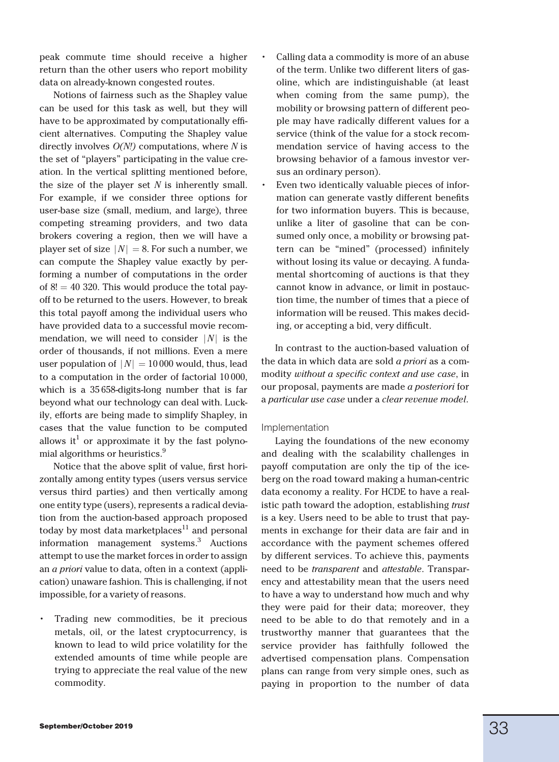peak commute time should receive a higher return than the other users who report mobility data on already-known congested routes.

Notions of fairness such as the Shapley value can be used for this task as well, but they will have to be approximated by computationally efficient alternatives. Computing the Shapley value directly involves *O(N!)* computations, where *N* is the set of "players" participating in the value creation. In the vertical splitting mentioned before, the size of the player set *N* is inherently small. For example, if we consider three options for user-base size (small, medium, and large), three competing streaming providers, and two data brokers covering a region, then we will have a player set of size $|N| = 8$. For such a number, we can compute the Shapley value exactly by performing a number of computations in the order of $8! = 40\,320$. This would produce the total payoff to be returned to the users. However, to break this total payoff among the individual users who have provided data to a successful movie recommendation, we will need to consider $|N|$ is the order of thousands, if not millions. Even a mere user population of $|N| = 10\,000$ would, thus, lead to a computation in the order of factorial 10 000, which is a 35 658-digits-long number that is far beyond what our technology can deal with. Luckily, efforts are being made to simplify Shapley, in cases that the value function to be computed allows it[1] or approximate it by the fast polynomial algorithms or heuristics.[9]

Notice that the above split of value, first horizontally among entity types (users versus service versus third parties) and then vertically among one entity type (users), represents a radical deviation from the auction-based approach proposed today by most data marketplaces[11] and personal information management systems.[3] Auctions attempt to use the market forces in order to assign an *a priori* value to data, often in a context (application) unaware fashion. This is challenging, if not impossible, for a variety of reasons.

- Trading new commodities, be it precious metals, oil, or the latest cryptocurrency, is known to lead to wild price volatility for the extended amounts of time while people are trying to appreciate the real value of the new commodity.
- Calling data a commodity is more of an abuse of the term. Unlike two different liters of gasoline, which are indistinguishable (at least when coming from the same pump), the mobility or browsing pattern of different people may have radically different values for a service (think of the value for a stock recommendation service of having access to the browsing behavior of a famous investor versus an ordinary person).
- Even two identically valuable pieces of information can generate vastly different benefits for two information buyers. This is because, unlike a liter of gasoline that can be consumed only once, a mobility or browsing pattern can be "mined" (processed) infinitely without losing its value or decaying. A fundamental shortcoming of auctions is that they cannot know in advance, or limit in postauction time, the number of times that a piece of information will be reused. This makes deciding, or accepting a bid, very difficult.

In contrast to the auction-based valuation of the data in which data are sold *a priori* as a commodity *without a specific context and use case*, in our proposal, payments are made *a posteriori* for a *particular use case* under a *clear revenue model*.

## Implementation

Laying the foundations of the new economy and dealing with the scalability challenges in payoff computation are only the tip of the iceberg on the road toward making a human-centric data economy a reality. For HCDE to have a realistic path toward the adoption, establishing *trust* is a key. Users need to be able to trust that payments in exchange for their data are fair and in accordance with the payment schemes offered by different services. To achieve this, payments need to be *transparent* and *attestable*. Transparency and attestability mean that the users need to have a way to understand how much and why they were paid for their data; moreover, they need to be able to do that remotely and in a trustworthy manner that guarantees that the service provider has faithfully followed the advertised compensation plans. Compensation plans can range from very simple ones, such as paying in proportion to the number of data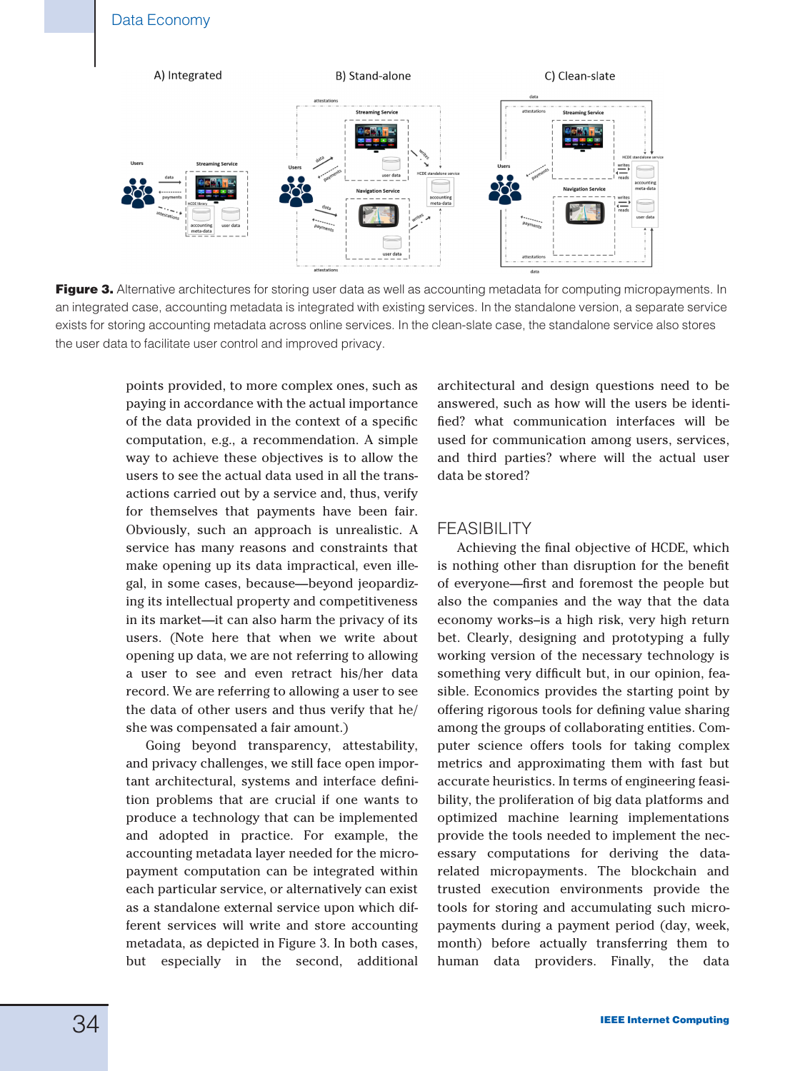**Figure 3.** Alternative architectures for storing user data as well as accounting metadata for computing micropayments. In an integrated case, accounting metadata is integrated with existing services. In the standalone version, a separate service exists for storing accounting metadata across online services. In the clean-slate case, the standalone service also stores the user data to facilitate user control and improved privacy.

points provided, to more complex ones, such as paying in accordance with the actual importance of the data provided in the context of a specific computation, e.g., a recommendation. A simple way to achieve these objectives is to allow the users to see the actual data used in all the transactions carried out by a service and, thus, verify for themselves that payments have been fair. Obviously, such an approach is unrealistic. A service has many reasons and constraints that make opening up its data impractical, even illegal, in some cases, because—beyond jeopardizing its intellectual property and competitiveness in its market—it can also harm the privacy of its users. (Note here that when we write about opening up data, we are not referring to allowing a user to see and even retract his/her data record. We are referring to allowing a user to see the data of other users and thus verify that he/she was compensated a fair amount.)

Going beyond transparency, attestability, and privacy challenges, we still face important architectural, systems and interface definition problems that are crucial if one wants to produce a technology that can be implemented and adopted in practice. For example, the accounting metadata layer needed for the micropayment computation can be integrated within each particular service, or alternatively can exist as a standalone external service upon which different services will write and store accounting metadata, as depicted in Figure 3. In both cases, but especially in the second, additional architectural and design questions need to be answered, such as how will the users be identified? what communication interfaces will be used for communication among users, services, and third parties? where will the actual user data be stored?

## FEASIBILITY

Achieving the final objective of HCDE, which is nothing other than disruption for the benefit of everyone—first and foremost the people but also the companies and the way that the data economy works–is a high risk, very high return bet. Clearly, designing and prototyping a fully working version of the necessary technology is something very difficult but, in our opinion, feasible. Economics provides the starting point by offering rigorous tools for defining value sharing among the groups of collaborating entities. Computer science offers tools for taking complex metrics and approximating them with fast but accurate heuristics. In terms of engineering feasibility, the proliferation of big data platforms and optimized machine learning implementations provide the tools needed to implement the necessary computations for deriving the data-related micropayments. The blockchain and trusted execution environments provide the tools for storing and accumulating such micropayments during a payment period (day, week, month) before actually transferring them to human data providers. Finally, the data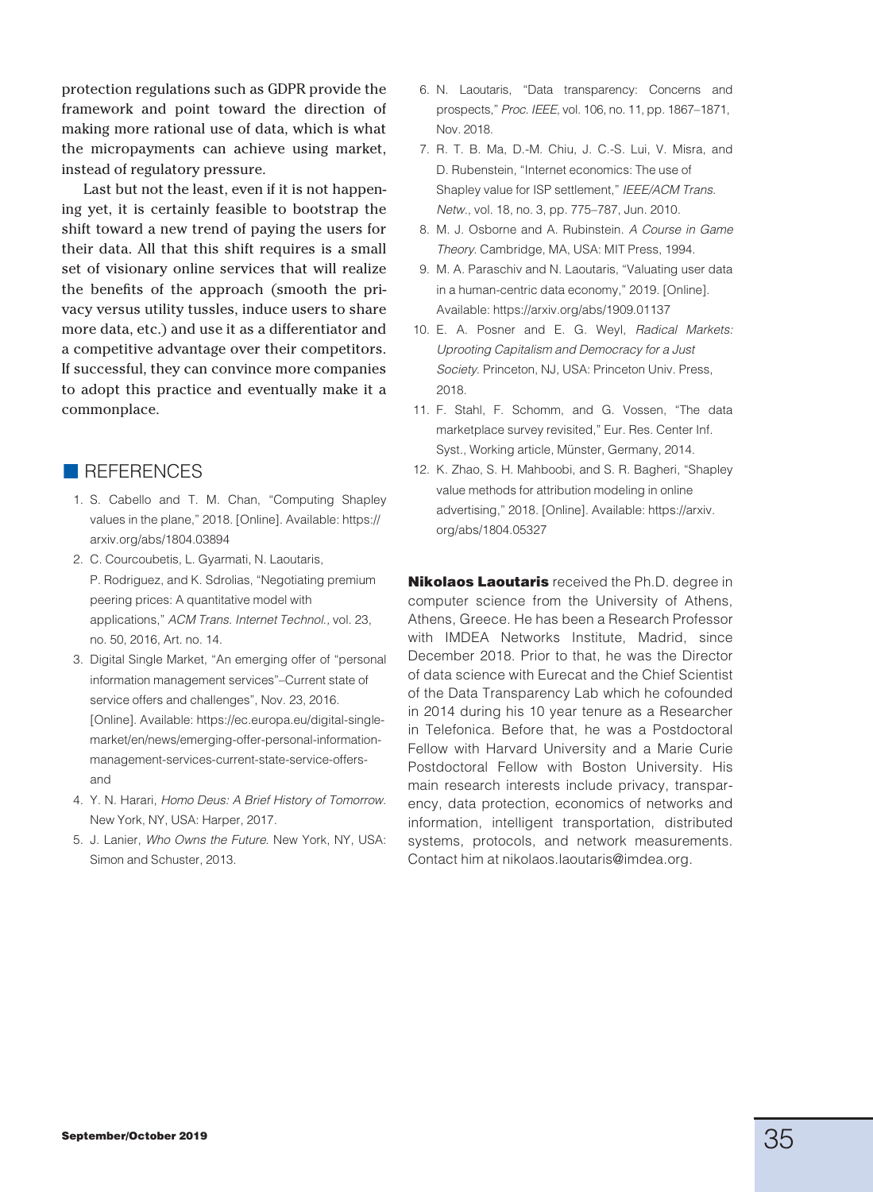protection regulations such as GDPR provide the framework and point toward the direction of making more rational use of data, which is what the micropayments can achieve using market, instead of regulatory pressure.

Last but not the least, even if it is not happening yet, it is certainly feasible to bootstrap the shift toward a new trend of paying the users for their data. All that this shift requires is a small set of visionary online services that will realize the benefits of the approach (smooth the privacy versus utility tussles, induce users to share more data, etc.) and use it as a differentiator and a competitive advantage over their competitors. If successful, they can convince more companies to adopt this practice and eventually make it a commonplace.

## REFERENCES

1. S. Cabello and T. M. Chan, "Computing Shapley values in the plane," 2018. [Online]. Available: https://arxiv.org/abs/1804.03894
2. C. Courcoubetis, L. Gyarmati, N. Laoutaris, P. Rodriguez, and K. Sdrolias, "Negotiating premium peering prices: A quantitative model with applications," *ACM Trans. Internet Technol.*, vol. 23, no. 50, 2016, Art. no. 14.
3. Digital Single Market, "An emerging offer of "personal information management services"–Current state of service offers and challenges", Nov. 23, 2016. [Online]. Available: https://ec.europa.eu/digital-single-market/en/news/emerging-offer-personal-information-management-services-current-state-service-offers-and
4. Y. N. Harari, *Homo Deus: A Brief History of Tomorrow*. New York, NY, USA: Harper, 2017.
5. J. Lanier, *Who Owns the Future*. New York, NY, USA: Simon and Schuster, 2013.
6. N. Laoutaris, "Data transparency: Concerns and prospects," *Proc. IEEE*, vol. 106, no. 11, pp. 1867–1871, Nov. 2018.
7. R. T. B. Ma, D.-M. Chiu, J. C.-S. Lui, V. Misra, and D. Rubenstein, "Internet economics: The use of Shapley value for ISP settlement," *IEEE/ACM Trans. Netw.*, vol. 18, no. 3, pp. 775–787, Jun. 2010.
8. M. J. Osborne and A. Rubinstein. *A Course in Game Theory*. Cambridge, MA, USA: MIT Press, 1994.
9. M. A. Paraschiv and N. Laoutaris, "Valuating user data in a human-centric data economy," 2019. [Online]. Available: https://arxiv.org/abs/1909.01137
10. E. A. Posner and E. G. Weyl, *Radical Markets: Uprooting Capitalism and Democracy for a Just Society*. Princeton, NJ, USA: Princeton Univ. Press, 2018.
11. F. Stahl, F. Schomm, and G. Vossen, "The data marketplace survey revisited," Eur. Res. Center Inf. Syst., Working article, Münster, Germany, 2014.
12. K. Zhao, S. H. Mahboobi, and S. R. Bagheri, "Shapley value methods for attribution modeling in online advertising," 2018. [Online]. Available: https://arxiv.org/abs/1804.05327

**Nikolaos Laoutaris** received the Ph.D. degree in computer science from the University of Athens, Athens, Greece. He has been a Research Professor with IMDEA Networks Institute, Madrid, since December 2018. Prior to that, he was the Director of data science with Eurecat and the Chief Scientist of the Data Transparency Lab which he cofounded in 2014 during his 10 year tenure as a Researcher in Telefonica. Before that, he was a Postdoctoral Fellow with Harvard University and a Marie Curie Postdoctoral Fellow with Boston University. His main research interests include privacy, transparency, data protection, economics of networks and information, intelligent transportation, distributed systems, protocols, and network measurements. Contact him at nikolaos.laoutaris@imdea.org.